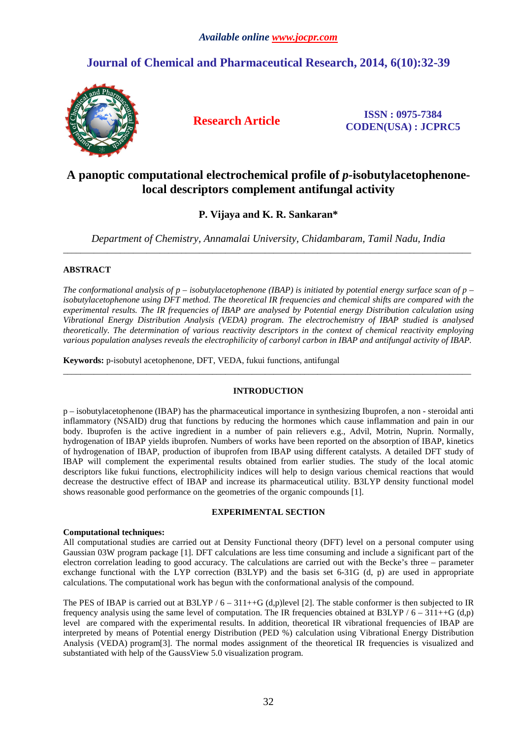*Available online www.jocpr.com*

## Journal of Chemical and Pharmaceutical Research, 2014, 6(10):32-39

**Research Article**

**ISSN : 0975-7384**
**CODEN(USA) : JCPRC5**

# A panoptic computational electrochemical profile of *p*-isobutylacetophenone-local descriptors complement antifungal activity

**P. Vijaya and K. R. Sankaran***

*Department of Chemistry, Annamalai University, Chidambaram, Tamil Nadu, India*

---

### ABSTRACT

*The conformational analysis of p – isobutylacetophenone (IBAP) is initiated by potential energy surface scan of p – isobutylacetophenone using DFT method. The theoretical IR frequencies and chemical shifts are compared with the experimental results. The IR frequencies of IBAP are analysed by Potential energy Distribution calculation using Vibrational Energy Distribution Analysis (VEDA) program. The electrochemistry of IBAP studied is analysed theoretically. The determination of various reactivity descriptors in the context of chemical reactivity employing various population analyses reveals the electrophilicity of carbonyl carbon in IBAP and antifungal activity of IBAP.*

**Keywords:** p-isobutyl acetophenone, DFT, VEDA, fukui functions, antifungal

---

### INTRODUCTION

p – isobutylacetophenone (IBAP) has the pharmaceutical importance in synthesizing Ibuprofen, a non - steroidal anti inflammatory (NSAID) drug that functions by reducing the hormones which cause inflammation and pain in our body. Ibuprofen is the active ingredient in a number of pain relievers e.g., Advil, Motrin, Nuprin. Normally, hydrogenation of IBAP yields ibuprofen. Numbers of works have been reported on the absorption of IBAP, kinetics of hydrogenation of IBAP, production of ibuprofen from IBAP using different catalysts. A detailed DFT study of IBAP will complement the experimental results obtained from earlier studies. The study of the local atomic descriptors like fukui functions, electrophilicity indices will help to design various chemical reactions that would decrease the destructive effect of IBAP and increase its pharmaceutical utility. B3LYP density functional model shows reasonable good performance on the geometries of the organic compounds [1].

### EXPERIMENTAL SECTION

**Computational techniques:**
All computational studies are carried out at Density Functional theory (DFT) level on a personal computer using Gaussian 03W program package [1]. DFT calculations are less time consuming and include a significant part of the electron correlation leading to good accuracy. The calculations are carried out with the Becke's three – parameter exchange functional with the LYP correction (B3LYP) and the basis set 6-31G (d, p) are used in appropriate calculations. The computational work has begun with the conformational analysis of the compound.

The PES of IBAP is carried out at B3LYP / 6 – 311++G (d,p)level [2]. The stable conformer is then subjected to IR frequency analysis using the same level of computation. The IR frequencies obtained at B3LYP / 6 – 311++G (d,p) level are compared with the experimental results. In addition, theoretical IR vibrational frequencies of IBAP are interpreted by means of Potential energy Distribution (PED %) calculation using Vibrational Energy Distribution Analysis (VEDA) program[3]. The normal modes assignment of the theoretical IR frequencies is visualized and substantiated with help of the GaussView 5.0 visualization program.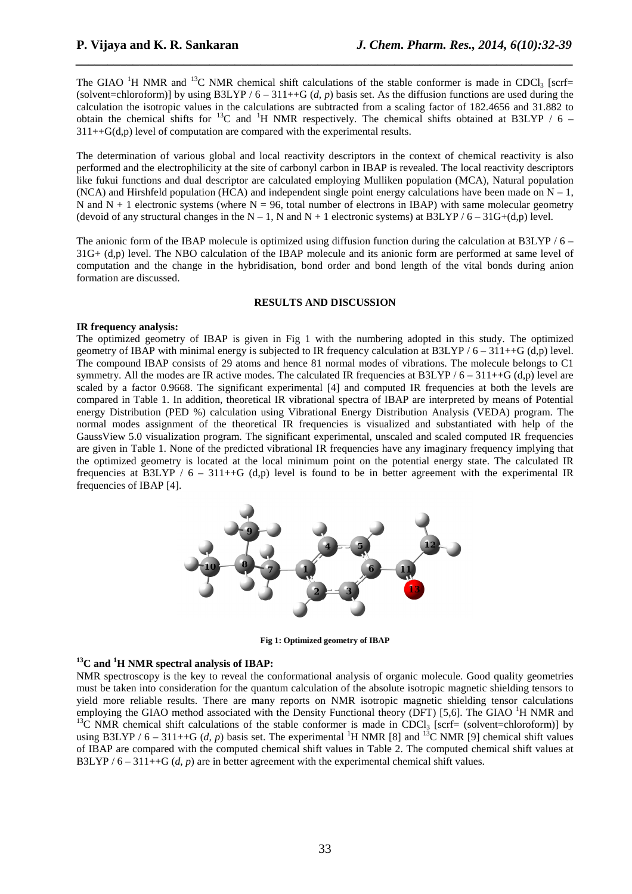The GIAO $^1$H NMR and $^{13}$C NMR chemical shift calculations of the stable conformer is made in $CDCl_3$ [scrf= (solvent=chloroform)] by using B3LYP / 6 – 311++G (*d, p*) basis set. As the diffusion functions are used during the calculation the isotropic values in the calculations are subtracted from a scaling factor of 182.4656 and 31.882 to obtain the chemical shifts for $^{13}$C and $^1$H NMR respectively. The chemical shifts obtained at B3LYP / 6 – 311++G(d,p) level of computation are compared with the experimental results.

The determination of various global and local reactivity descriptors in the context of chemical reactivity is also performed and the electrophilicity at the site of carbonyl carbon in IBAP is revealed. The local reactivity descriptors like fukui functions and dual descriptor are calculated employing Mulliken population (MCA), Natural population (NCA) and Hirshfeld population (HCA) and independent single point energy calculations have been made on $N - 1$, N and $N + 1$ electronic systems (where $N = 96$, total number of electrons in IBAP) with same molecular geometry (devoid of any structural changes in the $N - 1$, N and $N + 1$ electronic systems) at B3LYP / 6 – 31G+(d,p) level.

The anionic form of the IBAP molecule is optimized using diffusion function during the calculation at B3LYP / 6 – 31G+ (d,p) level. The NBO calculation of the IBAP molecule and its anionic form are performed at same level of computation and the change in the hybridisation, bond order and bond length of the vital bonds during anion formation are discussed.

## RESULTS AND DISCUSSION

**IR frequency analysis:**

The optimized geometry of IBAP is given in Fig 1 with the numbering adopted in this study. The optimized geometry of IBAP with minimal energy is subjected to IR frequency calculation at B3LYP / 6 – 311++G (d,p) level. The compound IBAP consists of 29 atoms and hence 81 normal modes of vibrations. The molecule belongs to C1 symmetry. All the modes are IR active modes. The calculated IR frequencies at B3LYP / 6 – 311++G (d,p) level are scaled by a factor 0.9668. The significant experimental [4] and computed IR frequencies at both the levels are compared in Table 1. In addition, theoretical IR vibrational spectra of IBAP are interpreted by means of Potential energy Distribution (PED %) calculation using Vibrational Energy Distribution Analysis (VEDA) program. The normal modes assignment of the theoretical IR frequencies is visualized and substantiated with help of the GaussView 5.0 visualization program. The significant experimental, unscaled and scaled computed IR frequencies are given in Table 1. None of the predicted vibrational IR frequencies have any imaginary frequency implying that the optimized geometry is located at the local minimum point on the potential energy state. The calculated IR frequencies at B3LYP / 6 – 311++G (d,p) level is found to be in better agreement with the experimental IR frequencies of IBAP [4].

**Fig 1: Optimized geometry of IBAP**

**$^{13}$C and $^1$H NMR spectral analysis of IBAP:**

NMR spectroscopy is the key to reveal the conformational analysis of organic molecule. Good quality geometries must be taken into consideration for the quantum calculation of the absolute isotropic magnetic shielding tensors to yield more reliable results. There are many reports on NMR isotropic magnetic shielding tensor calculations employing the GIAO method associated with the Density Functional theory (DFT) [5,6]. The GIAO $^1$H NMR and $^{13}$C NMR chemical shift calculations of the stable conformer is made in $CDCl_3$ [scrf= (solvent=chloroform)] by using B3LYP / 6 – 311++G (*d, p*) basis set. The experimental $^1$H NMR [8] and $^{13}$C NMR [9] chemical shift values of IBAP are compared with the computed chemical shift values in Table 2. The computed chemical shift values at B3LYP / 6 – 311++G (*d, p*) are in better agreement with the experimental chemical shift values.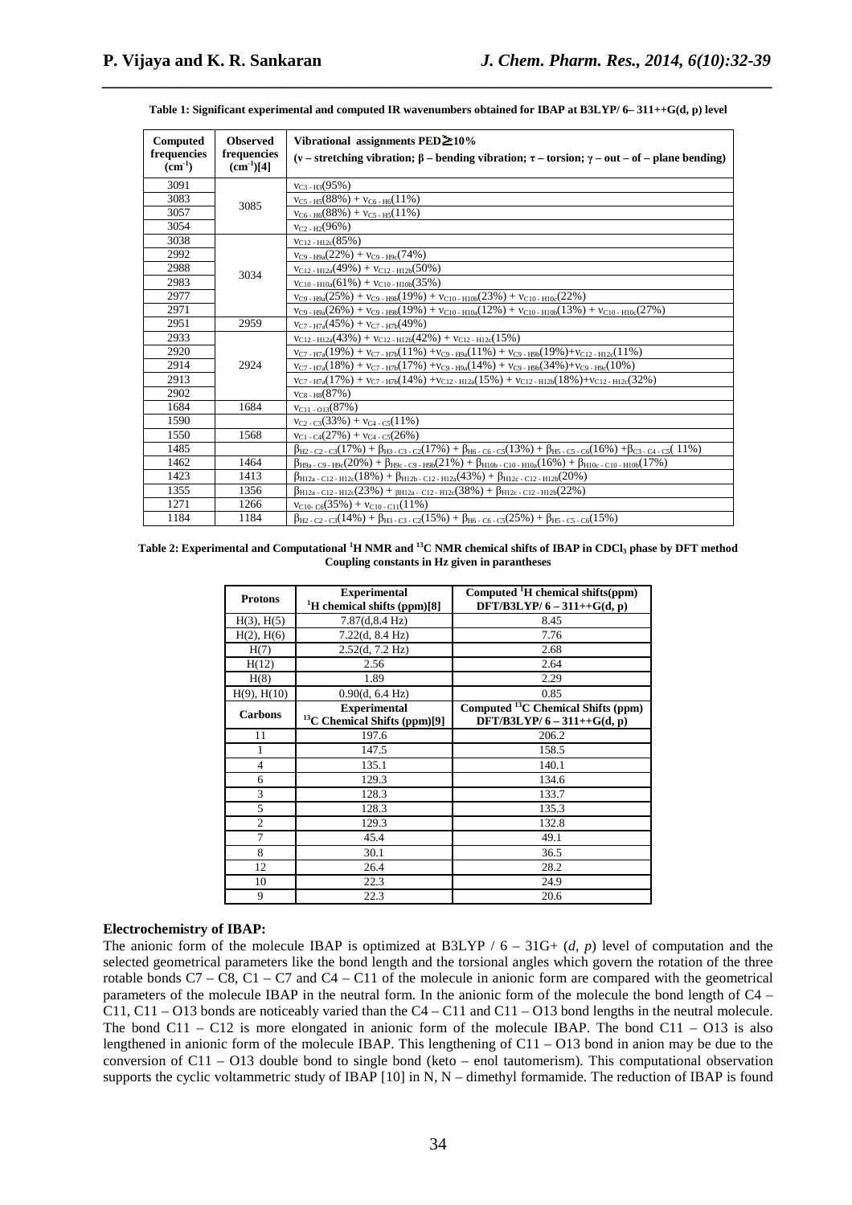**Table 1: Significant experimental and computed IR wavenumbers obtained for IBAP at B3LYP/ 6– 311++G(d, p) level**

| Computed frequencies ($cm^{-1}$) | Observed frequencies ($cm^{-1}$)[4] | Vibrational assignments PED≥10% (ν – stretching vibration; β – bending vibration; τ – torsion; γ – out – of – plane bending) |
|---|---|---|
| 3091 | 3085 | $\nu_{C3-H3}(95\%)$ |
| 3083 | | $\nu_{C5-H5}(88\%) + \nu_{C6-H6}(11\%)$ |
| 3057 | | $\nu_{C6-H6}(88\%) + \nu_{C5-H5}(11\%)$ |
| 3054 | | $\nu_{C2-H2}(96\%)$ |
| 3038 | 3034 | $\nu_{C12-H12c}(85\%)$ |
| 2992 | | $\nu_{C9-H9a}(22\%) + \nu_{C9-H9c}(74\%)$ |
| 2988 | | $\nu_{C12-H12a}(49\%) + \nu_{C12-H12b}(50\%)$ |
| 2983 | | $\nu_{C10-H10a}(61\%) + \nu_{C10-H10b}(35\%)$ |
| 2977 | | $\nu_{C9-H9a}(25\%) + \nu_{C9-H9b}(19\%) + \nu_{C10-H10b}(23\%) + \nu_{C10-H10c}(22\%)$ |
| 2971 | | $\nu_{C9-H9a}(26\%) + \nu_{C9-H9b}(19\%) + \nu_{C10-H10a}(12\%) + \nu_{C10-H10b}(13\%) + \nu_{C10-H10c}(27\%)$ |
| 2951 | 2959 | $\nu_{C7-H7a}(45\%) + \nu_{C7-H7b}(49\%)$ |
| 2933 | 2924 | $\nu_{C12-H12a}(43\%) + \nu_{C12-H12b}(42\%) + \nu_{C12-H12c}(15\%)$ |
| 2920 | | $\nu_{C7-H7a}(19\%) + \nu_{C7-H7b}(11\%) + \nu_{C9-H9a}(11\%) + \nu_{C9-H9b}(19\%) + \nu_{C12-H12c}(11\%)$ |
| 2914 | | $\nu_{C7-H7a}(18\%) + \nu_{C7-H7b}(17\%) + \nu_{C9-H9a}(14\%) + \nu_{C9-H9b}(34\%) + \nu_{C9-H9c}(10\%)$ |
| 2913 | | $\nu_{C7-H7a}(17\%) + \nu_{C7-H7b}(14\%) + \nu_{C12-H12a}(15\%) + \nu_{C12-H12b}(18\%) + \nu_{C12-H12c}(32\%)$ |
| 2902 | | $\nu_{C8-H8}(87\%)$ |
| 1684 | 1684 | $\nu_{C11-O13}(87\%)$ |
| 1590 | | $\nu_{C2-C3}(33\%) + \nu_{C4-C5}(11\%)$ |
| 1550 | 1568 | $\nu_{C1-C4}(27\%) + \nu_{C4-C5}(26\%)$ |
| 1485 | | $\beta_{H2-C2-C3}(17\%) + \beta_{H3-C3-C2}(17\%) + \beta_{H6-C6-C5}(13\%) + \beta_{H5-C5-C6}(16\%) + \beta_{C3-C4-C5}(11\%)$ |
| 1462 | 1464 | $\beta_{H9a-C9-H9c}(20\%) + \beta_{H9c-C9-H9b}(21\%) + \beta_{H10b-C10-H10a}(16\%) + \beta_{H10c-C10-H10b}(17\%)$ |
| 1423 | 1413 | $\beta_{H12a-C12-H12c}(18\%) + \beta_{H12b-C12-H12a}(43\%) + \beta_{H12c-C12-H12b}(20\%)$ |
| 1355 | 1356 | $\beta_{H12a-C12-H12c}(23\%) + \beta_{H12a-C12-H12c}(38\%) + \beta_{H12c-C12-H12b}(22\%)$ |
| 1271 | 1266 | $\nu_{C10-C6}(35\%) + \nu_{C10-C11}(11\%)$ |
| 1184 | 1184 | $\beta_{H2-C2-C3}(14\%) + \beta_{H3-C3-C2}(15\%) + \beta_{H6-C6-C5}(25\%) + \beta_{H5-C5-C6}(15\%)$ |

**Table 2: Experimental and Computational $^1$H NMR and $^{13}$C NMR chemical shifts of IBAP in $CDCl_3$ phase by DFT method Coupling constants in Hz given in parantheses**

| Protons | Experimental $^1$H chemical shifts (ppm)[8] | Computed $^1$H chemical shifts(ppm) DFT/B3LYP/ 6 – 311++G(d, p) |
|---|---|---|
| H(3), H(5) | 7.87(d,8.4 Hz) | 8.45 |
| H(2), H(6) | 7.22(d, 8.4 Hz) | 7.76 |
| H(7) | 2.52(d, 7.2 Hz) | 2.68 |
| H(12) | 2.56 | 2.64 |
| H(8) | 1.89 | 2.29 |
| H(9), H(10) | 0.90(d, 6.4 Hz) | 0.85 |
| **Carbons** | **Experimental $^{13}$C Chemical Shifts (ppm)[9]** | **Computed $^{13}$C Chemical Shifts (ppm) DFT/B3LYP/ 6 – 311++G(d, p)** |
| 11 | 197.6 | 206.2 |
| 1 | 147.5 | 158.5 |
| 4 | 135.1 | 140.1 |
| 6 | 129.3 | 134.6 |
| 3 | 128.3 | 133.7 |
| 5 | 128.3 | 135.3 |
| 2 | 129.3 | 132.8 |
| 7 | 45.4 | 49.1 |
| 8 | 30.1 | 36.5 |
| 12 | 26.4 | 28.2 |
| 10 | 22.3 | 24.9 |
| 9 | 22.3 | 20.6 |

### Electrochemistry of IBAP:

The anionic form of the molecule IBAP is optimized at B3LYP / 6 – 31G+ (*d*, *p*) level of computation and the selected geometrical parameters like the bond length and the torsional angles which govern the rotation of the three rotable bonds C7 – C8, C1 – C7 and C4 – C11 of the molecule in anionic form are compared with the geometrical parameters of the molecule IBAP in the neutral form. In the anionic form of the molecule the bond length of C4 – C11, C11 – O13 bonds are noticeably varied than the C4 – C11 and C11 – O13 bond lengths in the neutral molecule. The bond C11 – C12 is more elongated in anionic form of the molecule IBAP. The bond C11 – O13 is also lengthened in anionic form of the molecule IBAP. This lengthening of C11 – O13 bond in anion may be due to the conversion of C11 – O13 double bond to single bond (keto – enol tautomerism). This computational observation supports the cyclic voltammetric study of IBAP [10] in N, N – dimethyl formamide. The reduction of IBAP is found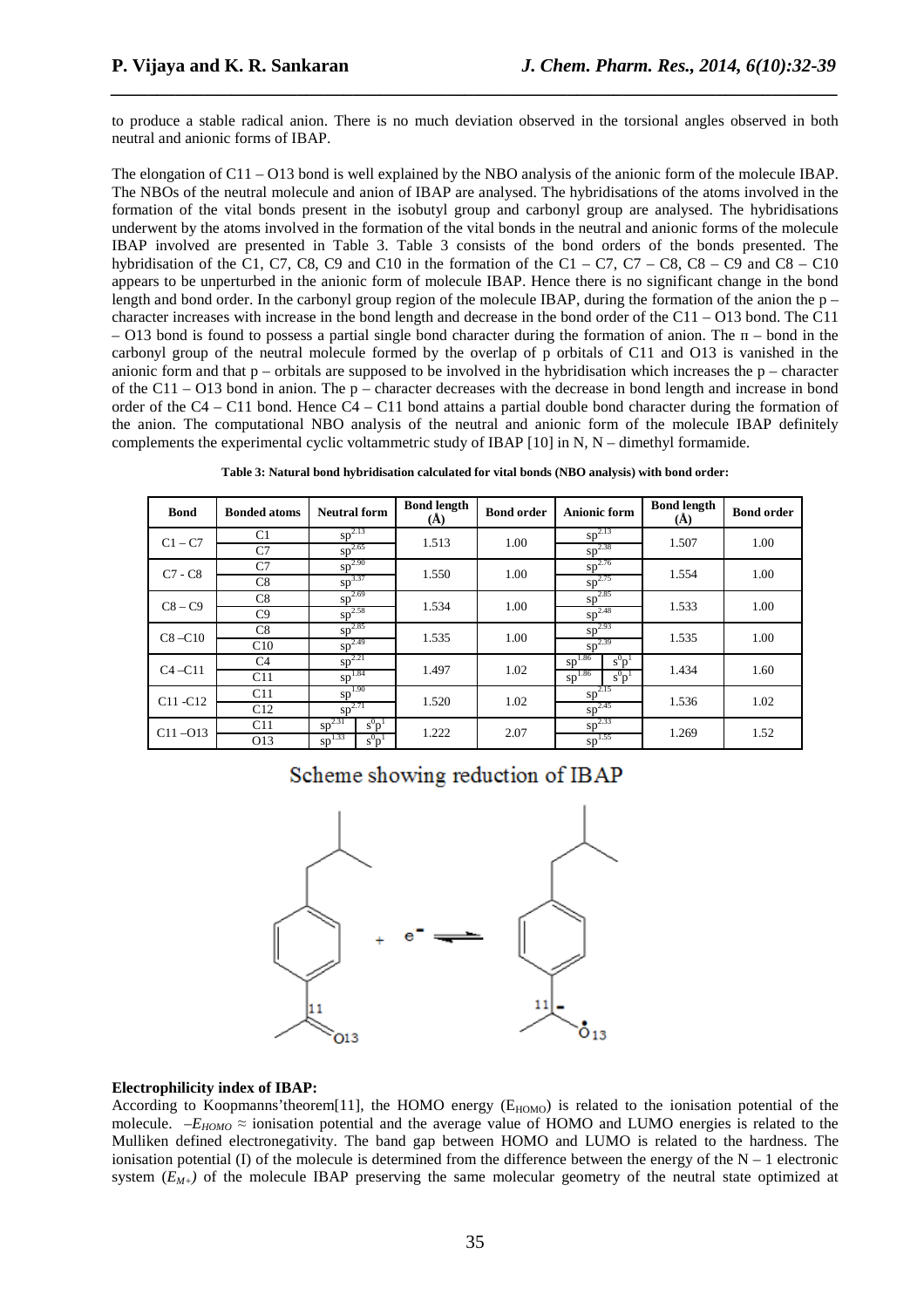to produce a stable radical anion. There is no much deviation observed in the torsional angles observed in both neutral and anionic forms of IBAP.

The elongation of C11 – O13 bond is well explained by the NBO analysis of the anionic form of the molecule IBAP. The NBOs of the neutral molecule and anion of IBAP are analysed. The hybridisations of the atoms involved in the formation of the vital bonds present in the isobutyl group and carbonyl group are analysed. The hybridisations underwent by the atoms involved in the formation of the vital bonds in the neutral and anionic forms of the molecule IBAP involved are presented in Table 3. Table 3 consists of the bond orders of the bonds presented. The hybridisation of the C1, C7, C8, C9 and C10 in the formation of the C1 – C7, C7 – C8, C8 – C9 and C8 – C10 appears to be unperturbed in the anionic form of molecule IBAP. Hence there is no significant change in the bond length and bond order. In the carbonyl group region of the molecule IBAP, during the formation of the anion the p – character increases with increase in the bond length and decrease in the bond order of the C11 – O13 bond. The C11 – O13 bond is found to possess a partial single bond character during the formation of anion. The π – bond in the carbonyl group of the neutral molecule formed by the overlap of p orbitals of C11 and O13 is vanished in the anionic form and that p – orbitals are supposed to be involved in the hybridisation which increases the p – character of the C11 – O13 bond in anion. The p – character decreases with the decrease in bond length and increase in bond order of the C4 – C11 bond. Hence C4 – C11 bond attains a partial double bond character during the formation of the anion. The computational NBO analysis of the neutral and anionic form of the molecule IBAP definitely complements the experimental cyclic voltammetric study of IBAP [10] in N, N – dimethyl formamide.

**Table 3: Natural bond hybridisation calculated for vital bonds (NBO analysis) with bond order:**

| Bond | Bonded atoms | Neutral form | Bond length (Å) | Bond order | Anionic form | Bond length (Å) | Bond order |
|---|---|---|---|---|---|---|---|
| C1 – C7 | C1 | $sp^{2.13}$ | 1.513 | 1.00 | $sp^{2.13}$ | 1.507 | 1.00 |
| | C7 | $sp^{2.65}$ | | | $sp^{2.38}$ | | |
| C7 - C8 | C7 | $sp^{2.90}$ | 1.550 | 1.00 | $sp^{2.76}$ | 1.554 | 1.00 |
| | C8 | $sp^{3.37}$ | | | $sp^{2.75}$ | | |
| C8 – C9 | C8 | $sp^{2.69}$ | 1.534 | 1.00 | $sp^{2.85}$ | 1.533 | 1.00 |
| | C9 | $sp^{2.58}$ | | | $sp^{2.48}$ | | |
| C8 –C10 | C8 | $sp^{2.85}$ | 1.535 | 1.00 | $sp^{2.93}$ | 1.535 | 1.00 |
| | C10 | $sp^{2.49}$ | | | $sp^{2.39}$ | | |
| C4 –C11 | C4 | $sp^{2.21}$ | 1.497 | 1.02 | $sp^{1.86}$ $s^0p^1$ | 1.434 | 1.60 |
| | C11 | $sp^{1.84}$ | | | $sp^{1.86}$ $s^0p^1$ | | |
| C11 -C12 | C11 | $sp^{1.90}$ | 1.520 | 1.02 | $sp^{2.15}$ | 1.536 | 1.02 |
| | C12 | $sp^{2.71}$ | | | $sp^{2.45}$ | | |
| C11 –O13 | C11 | $sp^{2.31}$ $s^0p^1$ | 1.222 | 2.07 | $sp^{2.33}$ | 1.269 | 1.52 |
| | O13 | $sp^{1.33}$ $s^0p^1$ | | | $sp^{1.55}$ | | |

Scheme showing reduction of IBAP

#### Electrophilicity index of IBAP:

According to Koopmanns'theorem[11], the HOMO energy ($E_{HOMO}$) is related to the ionisation potential of the molecule. $-E_{HOMO} \approx$ ionisation potential and the average value of HOMO and LUMO energies is related to the Mulliken defined electronegativity. The band gap between HOMO and LUMO is related to the hardness. The ionisation potential (I) of the molecule is determined from the difference between the energy of the N – 1 electronic system ($E_{M+}$) of the molecule IBAP preserving the same molecular geometry of the neutral state optimized at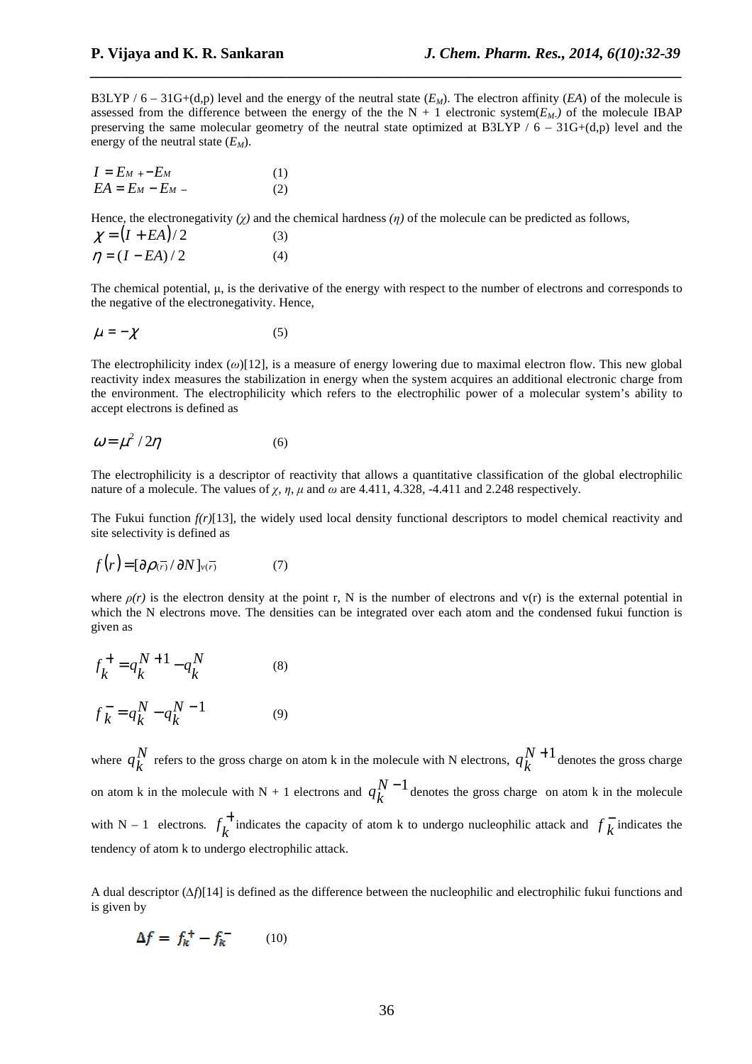B3LYP / 6 – 31G+(d,p) level and the energy of the neutral state ($E_M$). The electron affinity ($EA$) of the molecule is assessed from the difference between the energy of the the N + 1 electronic system($E_{M-}$) of the molecule IBAP preserving the same molecular geometry of the neutral state optimized at B3LYP / 6 – 31G+(d,p) level and the energy of the neutral state ($E_M$).

$$I = E_{M+} - E_M \qquad (1)$$

$$EA = E_M - E_{M-} \qquad (2)$$

Hence, the electronegativity *(χ)* and the chemical hardness *(η)* of the molecule can be predicted as follows,

$$\chi = (I + EA)/2 \qquad (3)$$

$$\eta = (I - EA)/2 \qquad (4)$$

The chemical potential, μ, is the derivative of the energy with respect to the number of electrons and corresponds to the negative of the electronegativity. Hence,

$$\mu = -\chi \qquad (5)$$

The electrophilicity index (*ω*)[12], is a measure of energy lowering due to maximal electron flow. This new global reactivity index measures the stabilization in energy when the system acquires an additional electronic charge from the environment. The electrophilicity which refers to the electrophilic power of a molecular system's ability to accept electrons is defined as

$$\omega = \mu^2 / 2\eta \qquad (6)$$

The electrophilicity is a descriptor of reactivity that allows a quantitative classification of the global electrophilic nature of a molecule. The values of $\chi$, $\eta$, $\mu$ and $\omega$ are 4.411, 4.328, -4.411 and 2.248 respectively.

The Fukui function *f(r)*[13], the widely used local density functional descriptors to model chemical reactivity and site selectivity is defined as

$$f(r) = [\partial \rho(\vec{r}) / \partial N]_{v(\vec{r})} \qquad (7)$$

where $\rho(r)$ is the electron density at the point r, N is the number of electrons and v(r) is the external potential in which the N electrons move. The densities can be integrated over each atom and the condensed fukui function is given as

$$f_k^+ = q_k^{N+1} - q_k^N \qquad (8)$$

$$f_k^- = q_k^N - q_k^{N-1} \qquad (9)$$

where $q_k^N$ refers to the gross charge on atom k in the molecule with N electrons, $q_k^{N+1}$ denotes the gross charge on atom k in the molecule with N + 1 electrons and $q_k^{N-1}$ denotes the gross charge on atom k in the molecule with N – 1 electrons. $f_k^+$ indicates the capacity of atom k to undergo nucleophilic attack and $f_k^-$ indicates the tendency of atom k to undergo electrophilic attack.

A dual descriptor ($\Delta f$)[14] is defined as the difference between the nucleophilic and electrophilic fukui functions and is given by

$$\Delta f = f_k^+ - f_k^- \qquad (10)$$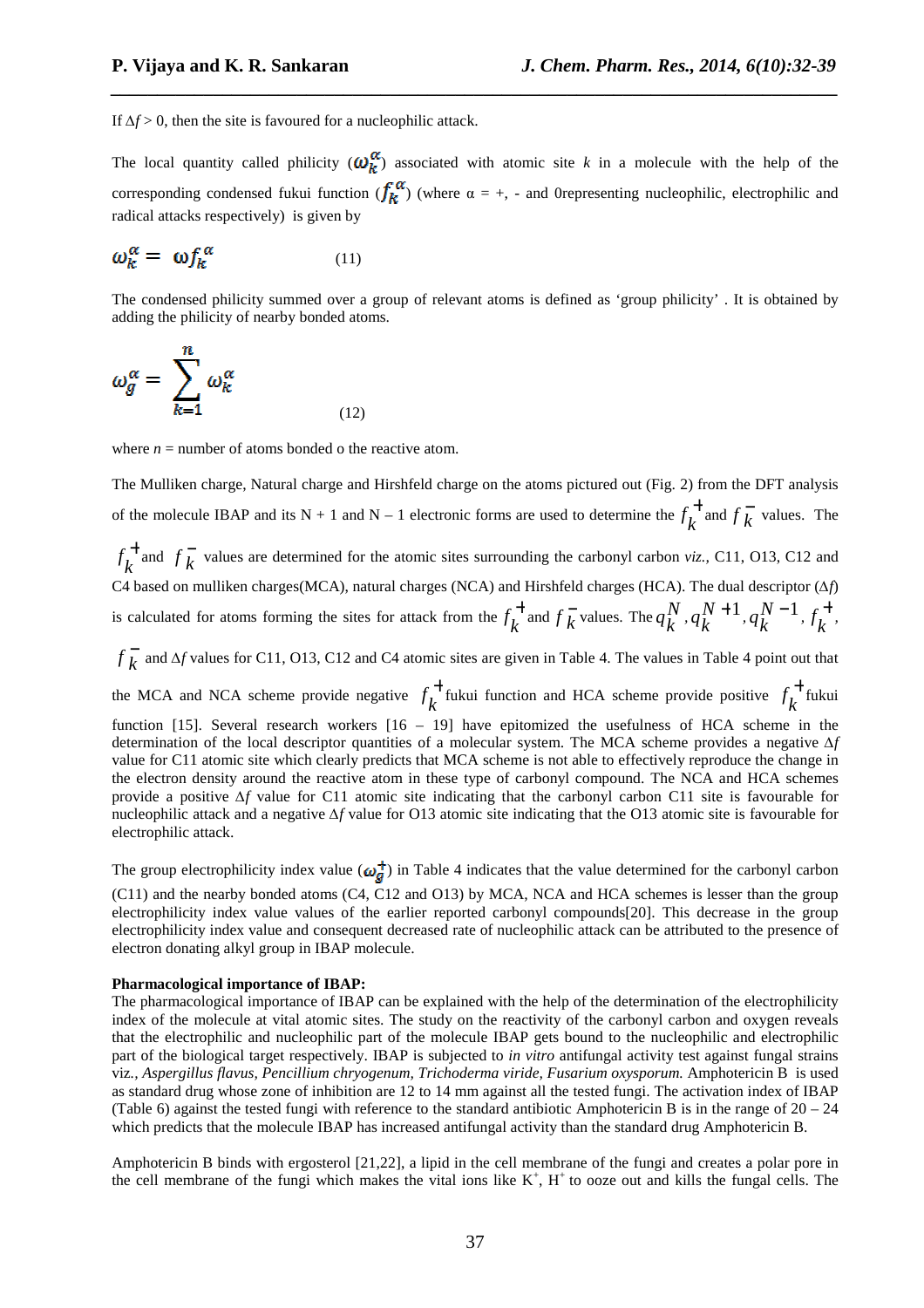If $\Delta f > 0$, then the site is favoured for a nucleophilic attack.

The local quantity called philicity ($\omega_k^\alpha$) associated with atomic site $k$ in a molecule with the help of the corresponding condensed fukui function ($f_k^\alpha$) (where α = +, - and 0representing nucleophilic, electrophilic and radical attacks respectively) is given by

$$\omega_k^\alpha = \omega f_k^\alpha \qquad (11)$$

The condensed philicity summed over a group of relevant atoms is defined as 'group philicity' . It is obtained by adding the philicity of nearby bonded atoms.

$$\omega_g^\alpha = \sum_{k=1}^{n} \omega_k^\alpha \qquad (12)$$

where $n$ = number of atoms bonded o the reactive atom.

The Mulliken charge, Natural charge and Hirshfeld charge on the atoms pictured out (Fig. 2) from the DFT analysis of the molecule IBAP and its N + 1 and N – 1 electronic forms are used to determine the $f_k^+$ and $f_k^-$ values. The $f_k^+$ and $f_k^-$ values are determined for the atomic sites surrounding the carbonyl carbon *viz.,* C11, O13, C12 and C4 based on mulliken charges(MCA), natural charges (NCA) and Hirshfeld charges (HCA). The dual descriptor ($\Delta f$) is calculated for atoms forming the sites for attack from the $f_k^+$ and $f_k^-$ values. The $q_k^N$, $q_k^{N+1}$, $q_k^{N-1}$, $f_k^+$, $f_k^-$ and $\Delta f$ values for C11, O13, C12 and C4 atomic sites are given in Table 4. The values in Table 4 point out that the MCA and NCA scheme provide negative $f_k^+$ fukui function and HCA scheme provide positive $f_k^+$ fukui function [15]. Several research workers [16 – 19] have epitomized the usefulness of HCA scheme in the determination of the local descriptor quantities of a molecular system. The MCA scheme provides a negative $\Delta f$ value for C11 atomic site which clearly predicts that MCA scheme is not able to effectively reproduce the change in the electron density around the reactive atom in these type of carbonyl compound. The NCA and HCA schemes provide a positive $\Delta f$ value for C11 atomic site indicating that the carbonyl carbon C11 site is favourable for nucleophilic attack and a negative $\Delta f$ value for O13 atomic site indicating that the O13 atomic site is favourable for electrophilic attack.

The group electrophilicity index value ($\omega_g^+$) in Table 4 indicates that the value determined for the carbonyl carbon (C11) and the nearby bonded atoms (C4, C12 and O13) by MCA, NCA and HCA schemes is lesser than the group electrophilicity index value values of the earlier reported carbonyl compounds[20]. This decrease in the group electrophilicity index value and consequent decreased rate of nucleophilic attack can be attributed to the presence of electron donating alkyl group in IBAP molecule.

**Pharmacological importance of IBAP:**
The pharmacological importance of IBAP can be explained with the help of the determination of the electrophilicity index of the molecule at vital atomic sites. The study on the reactivity of the carbonyl carbon and oxygen reveals that the electrophilic and nucleophilic part of the molecule IBAP gets bound to the nucleophilic and electrophilic part of the biological target respectively. IBAP is subjected to *in vitro* antifungal activity test against fungal strains viz*., Aspergillus flavus, Pencillium chryogenum, Trichoderma viride, Fusarium oxysporum.* Amphotericin B is used as standard drug whose zone of inhibition are 12 to 14 mm against all the tested fungi. The activation index of IBAP (Table 6) against the tested fungi with reference to the standard antibiotic Amphotericin B is in the range of 20 – 24 which predicts that the molecule IBAP has increased antifungal activity than the standard drug Amphotericin B.

Amphotericin B binds with ergosterol [21,22], a lipid in the cell membrane of the fungi and creates a polar pore in the cell membrane of the fungi which makes the vital ions like $K^+$, $H^+$ to ooze out and kills the fungal cells. The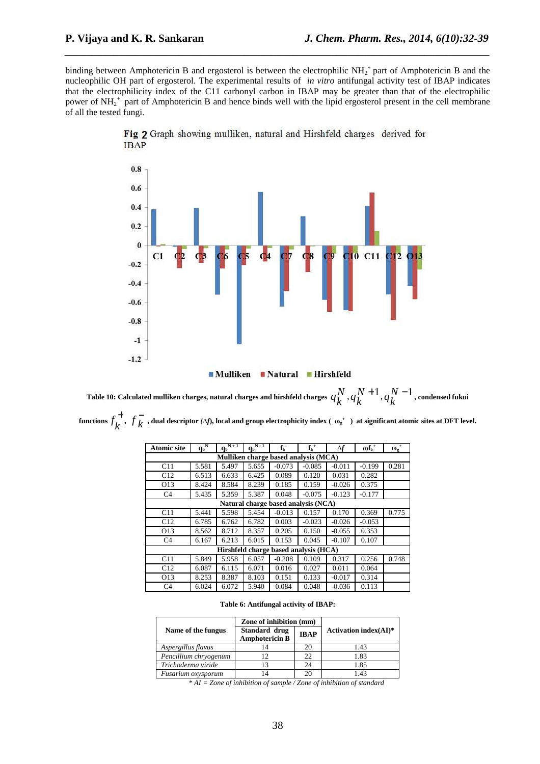binding between Amphotericin B and ergosterol is between the electrophilic $NH_2^+$ part of Amphotericin B and the nucleophilic OH part of ergosterol. The experimental results of *in vitro* antifungal activity test of IBAP indicates that the electrophilicity index of the C11 carbonyl carbon in IBAP may be greater than that of the electrophilic power of $NH_2^+$ part of Amphotericin B and hence binds well with the lipid ergosterol present in the cell membrane of all the tested fungi.

**Fig 2** Graph showing mulliken, natural and Hirshfeld charges derived for IBAP

**Table 10: Calculated mulliken charges, natural charges and hirshfeld charges $q_k^N, q_k^{N+1}, q_k^{N-1}$, condensed fukui functions $f_k^+$, $f_k^-$, dual descriptor (Δf), local and group electrophicity index ( $\omega_g^+$ ) at significant atomic sites at DFT level.**

| Atomic site | $q_k^N$ | $q_k^{N+1}$ | $q_k^{N-1}$ | $f_k^-$ | $f_k^+$ | $\Delta f$ | $\omega f_k^+$ | $\omega_g^+$ |
|---|---|---|---|---|---|---|---|---|
| **Mulliken charge based analysis (MCA)** | | | | | | | | |
| C11 | 5.581 | 5.497 | 5.655 | -0.073 | -0.085 | -0.011 | -0.199 | 0.281 |
| C12 | 6.513 | 6.633 | 6.425 | 0.089 | 0.120 | 0.031 | 0.282 | |
| O13 | 8.424 | 8.584 | 8.239 | 0.185 | 0.159 | -0.026 | 0.375 | |
| C4 | 5.435 | 5.359 | 5.387 | 0.048 | -0.075 | -0.123 | -0.177 | |
| **Natural charge based analysis (NCA)** | | | | | | | | |
| C11 | 5.441 | 5.598 | 5.454 | -0.013 | 0.157 | 0.170 | 0.369 | 0.775 |
| C12 | 6.785 | 6.762 | 6.782 | 0.003 | -0.023 | -0.026 | -0.053 | |
| O13 | 8.562 | 8.712 | 8.357 | 0.205 | 0.150 | -0.055 | 0.353 | |
| C4 | 6.167 | 6.213 | 6.015 | 0.153 | 0.045 | -0.107 | 0.107 | |
| **Hirshfeld charge based analysis (HCA)** | | | | | | | | |
| C11 | 5.849 | 5.958 | 6.057 | -0.208 | 0.109 | 0.317 | 0.256 | 0.748 |
| C12 | 6.087 | 6.115 | 6.071 | 0.016 | 0.027 | 0.011 | 0.064 | |
| O13 | 8.253 | 8.387 | 8.103 | 0.151 | 0.133 | -0.017 | 0.314 | |
| C4 | 6.024 | 6.072 | 5.940 | 0.084 | 0.048 | -0.036 | 0.113 | |

**Table 6: Antifungal activity of IBAP:**

| Name of the fungus | Zone of inhibition (mm) | | Activation index(AI)* |
|---|---|---|---|
| | Standard drug Amphotericin B | IBAP | |
| *Aspergillus flavus* | 14 | 20 | 1.43 |
| *Pencillium chryogenum* | 12 | 22 | 1.83 |
| *Trichoderma viride* | 13 | 24 | 1.85 |
| *Fusarium oxysporum* | 14 | 20 | 1.43 |

*\* AI = Zone of inhibition of sample / Zone of inhibition of standard*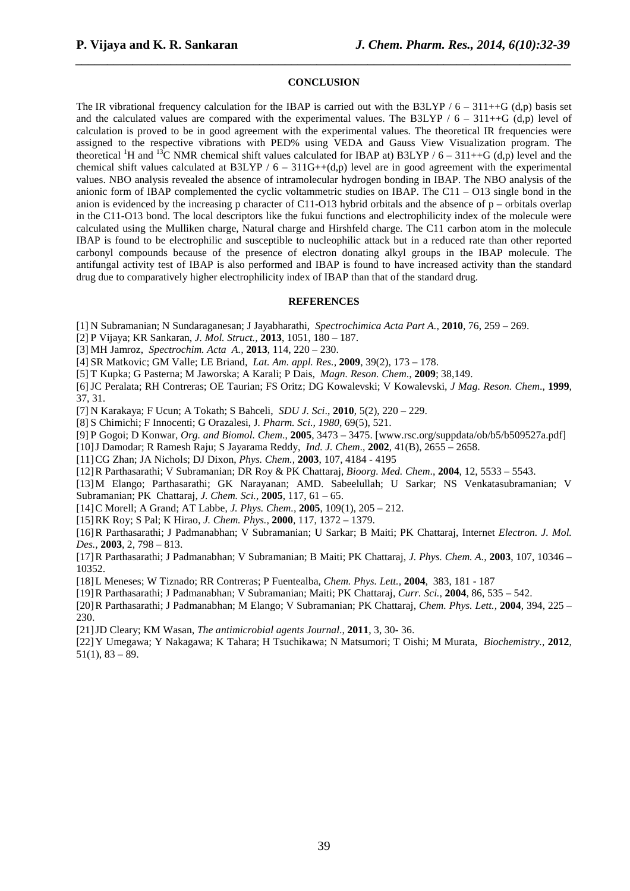## CONCLUSION

The IR vibrational frequency calculation for the IBAP is carried out with the B3LYP / 6 – 311++G (d,p) basis set and the calculated values are compared with the experimental values. The B3LYP / 6 – 311++G (d,p) level of calculation is proved to be in good agreement with the experimental values. The theoretical IR frequencies were assigned to the respective vibrations with PED% using VEDA and Gauss View Visualization program. The theoretical $^{1}$H and $^{13}$C NMR chemical shift values calculated for IBAP at) B3LYP / 6 – 311++G (d,p) level and the chemical shift values calculated at B3LYP / 6 – 311G++(d,p) level are in good agreement with the experimental values. NBO analysis revealed the absence of intramolecular hydrogen bonding in IBAP. The NBO analysis of the anionic form of IBAP complemented the cyclic voltammetric studies on IBAP. The C11 – O13 single bond in the anion is evidenced by the increasing p character of C11-O13 hybrid orbitals and the absence of p – orbitals overlap in the C11-O13 bond. The local descriptors like the fukui functions and electrophilicity index of the molecule were calculated using the Mulliken charge, Natural charge and Hirshfeld charge. The C11 carbon atom in the molecule IBAP is found to be electrophilic and susceptible to nucleophilic attack but in a reduced rate than other reported carbonyl compounds because of the presence of electron donating alkyl groups in the IBAP molecule. The antifungal activity test of IBAP is also performed and IBAP is found to have increased activity than the standard drug due to comparatively higher electrophilicity index of IBAP than that of the standard drug.

## REFERENCES

[1] N Subramanian; N Sundaraganesan; J Jayabharathi, *Spectrochimica Acta Part A.*, **2010**, 76, 259 – 269.

[2] P Vijaya; KR Sankaran, *J. Mol. Struct.*, **2013**, 1051, 180 – 187.

[3] MH Jamroz, *Spectrochim. Acta A.*, **2013**, 114, 220 – 230.

[4] SR Matkovic; GM Valle; LE Briand, *Lat. Am. appl. Res.*, **2009**, 39(2), 173 – 178.

[5] T Kupka; G Pasterna; M Jaworska; A Karali; P Dais, *Magn. Reson. Chem.*, **2009**; 38,149.

[6] JC Peralata; RH Contreras; OE Taurian; FS Oritz; DG Kowalevski; V Kowalevski, *J Mag. Reson. Chem.*, **1999**, 37, 31.

[7] N Karakaya; F Ucun; A Tokath; S Bahceli, *SDU J. Sci.*, **2010**, 5(2), 220 – 229.

[8] S Chimichi; F Innocenti; G Orazalesi, J. *Pharm. Sci., 1980*, 69(5), 521.

[9] P Gogoi; D Konwar, *Org. and Biomol. Chem.*, **2005**, 3473 – 3475. [www.rsc.org/suppdata/ob/b5/b509527a.pdf]

[10] J Damodar; R Ramesh Raju; S Jayarama Reddy, *Ind. J. Chem.*, **2002**, 41(B), 2655 – 2658.

[11] CG Zhan; JA Nichols; DJ Dixon, *Phys. Chem.*, **2003**, 107, 4184 - 4195

[12] R Parthasarathi; V Subramanian; DR Roy & PK Chattaraj, *Bioorg. Med. Chem.*, **2004**, 12, 5533 – 5543.

[13] M Elango; Parthasarathi; GK Narayanan; AMD. Sabeelullah; U Sarkar; NS Venkatasubramanian; V Subramanian; PK Chattaraj, *J. Chem. Sci.*, **2005**, 117, 61 – 65.

[14] C Morell; A Grand; AT Labbe, *J. Phys. Chem.*, **2005**, 109(1), 205 – 212.

[15] RK Roy; S Pal; K Hirao, *J. Chem. Phys.*, **2000**, 117, 1372 – 1379.

[16] R Parthasarathi; J Padmanabhan; V Subramanian; U Sarkar; B Maiti; PK Chattaraj, Internet *Electron. J. Mol. Des.*, **2003**, 2, 798 – 813.

[17] R Parthasarathi; J Padmanabhan; V Subramanian; B Maiti; PK Chattaraj, *J. Phys. Chem. A.*, **2003**, 107, 10346 – 10352.

[18] L Meneses; W Tiznado; RR Contreras; P Fuentealba, *Chem. Phys. Lett.*, **2004**, 383, 181 - 187

[19] R Parthasarathi; J Padmanabhan; V Subramanian; Maiti; PK Chattaraj, *Curr. Sci.*, **2004**, 86, 535 – 542.

[20] R Parthasarathi; J Padmanabhan; M Elango; V Subramanian; PK Chattaraj, *Chem. Phys. Lett.*, **2004**, 394, 225 – 230.

[21] JD Cleary; KM Wasan, *The antimicrobial agents Journal*., **2011**, 3, 30- 36.

[22] Y Umegawa; Y Nakagawa; K Tahara; H Tsuchikawa; N Matsumori; T Oishi; M Murata, *Biochemistry.*, **2012**, 51(1), 83 – 89.